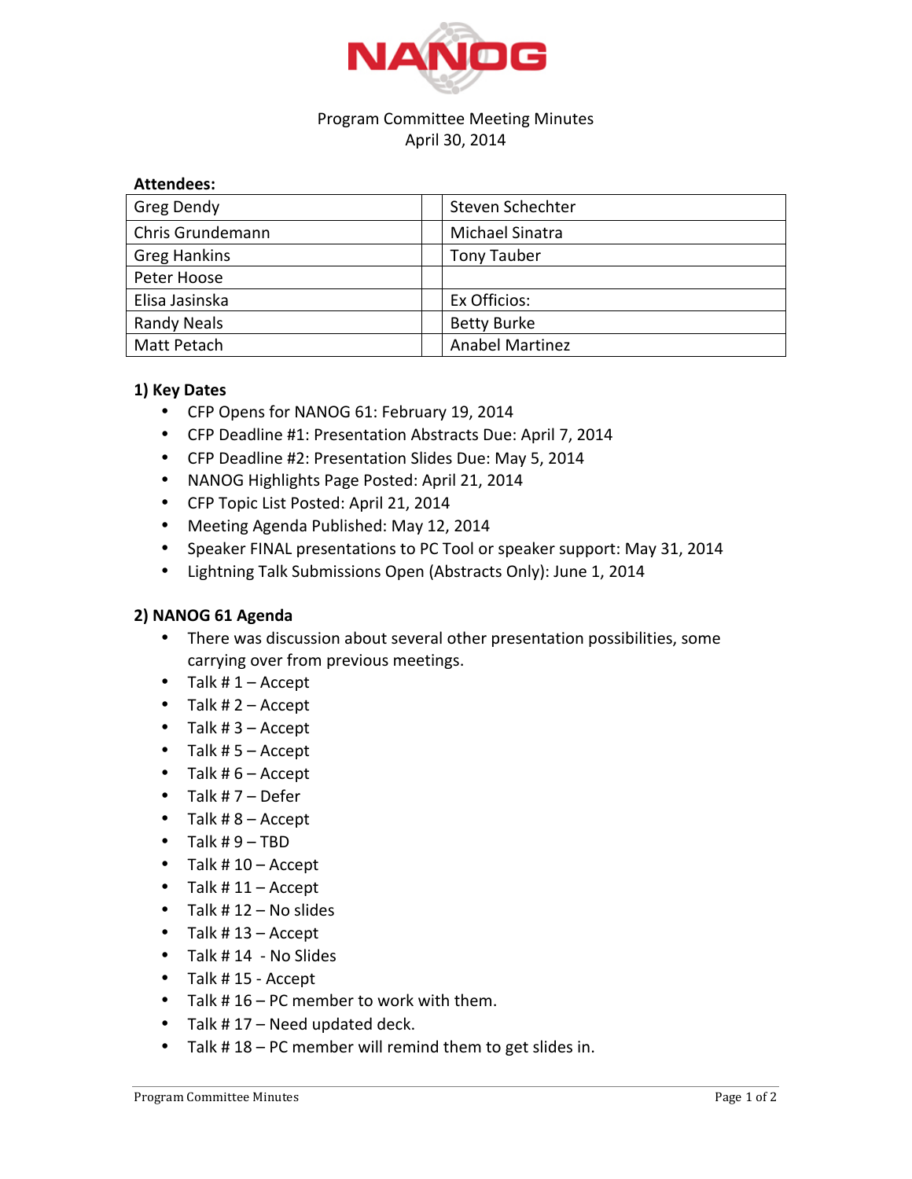NANOG

Program Committee Meeting Minutes
April 30, 2014

**Attendees:**

| | | |
|---|---|---|
| Greg Dendy | | Steven Schechter |
| Chris Grundemann | | Michael Sinatra |
| Greg Hankins | | Tony Tauber |
| Peter Hoose | | |
| Elisa Jasinska | | Ex Officios: |
| Randy Neals | | Betty Burke |
| Matt Petach | | Anabel Martinez |

**1) Key Dates**

- CFP Opens for NANOG 61: February 19, 2014
- CFP Deadline #1: Presentation Abstracts Due: April 7, 2014
- CFP Deadline #2: Presentation Slides Due: May 5, 2014
- NANOG Highlights Page Posted: April 21, 2014
- CFP Topic List Posted: April 21, 2014
- Meeting Agenda Published: May 12, 2014
- Speaker FINAL presentations to PC Tool or speaker support: May 31, 2014
- Lightning Talk Submissions Open (Abstracts Only): June 1, 2014

**2) NANOG 61 Agenda**

- There was discussion about several other presentation possibilities, some carrying over from previous meetings.
- Talk # 1 – Accept
- Talk # 2 – Accept
- Talk # 3 – Accept
- Talk # 5 – Accept
- Talk # 6 – Accept
- Talk # 7 – Defer
- Talk # 8 – Accept
- Talk # 9 – TBD
- Talk # 10 – Accept
- Talk # 11 – Accept
- Talk # 12 – No slides
- Talk # 13 – Accept
- Talk # 14 - No Slides
- Talk # 15 - Accept
- Talk # 16 – PC member to work with them.
- Talk # 17 – Need updated deck.
- Talk # 18 – PC member will remind them to get slides in.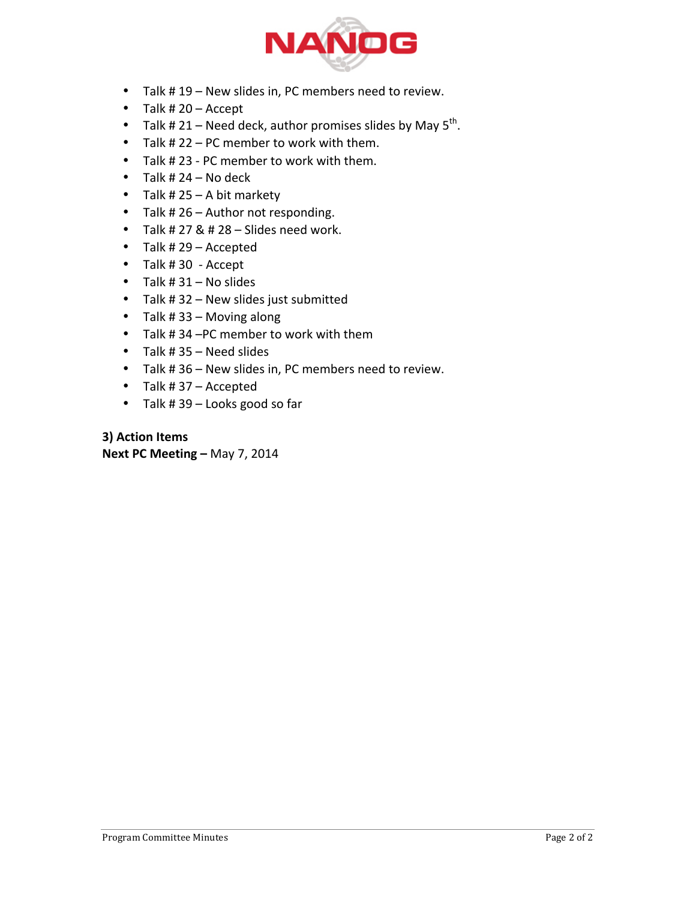- Talk # 19 – New slides in, PC members need to review.
- Talk # 20 – Accept
- Talk # 21 – Need deck, author promises slides by May 5th.
- Talk # 22 – PC member to work with them.
- Talk # 23 - PC member to work with them.
- Talk # 24 – No deck
- Talk # 25 – A bit markety
- Talk # 26 – Author not responding.
- Talk # 27 & # 28 – Slides need work.
- Talk # 29 – Accepted
- Talk # 30  - Accept
- Talk # 31 – No slides
- Talk # 32 – New slides just submitted
- Talk # 33 – Moving along
- Talk # 34 –PC member to work with them
- Talk # 35 – Need slides
- Talk # 36 – New slides in, PC members need to review.
- Talk # 37 – Accepted
- Talk # 39 – Looks good so far

**3) Action Items**

**Next PC Meeting –** May 7, 2014